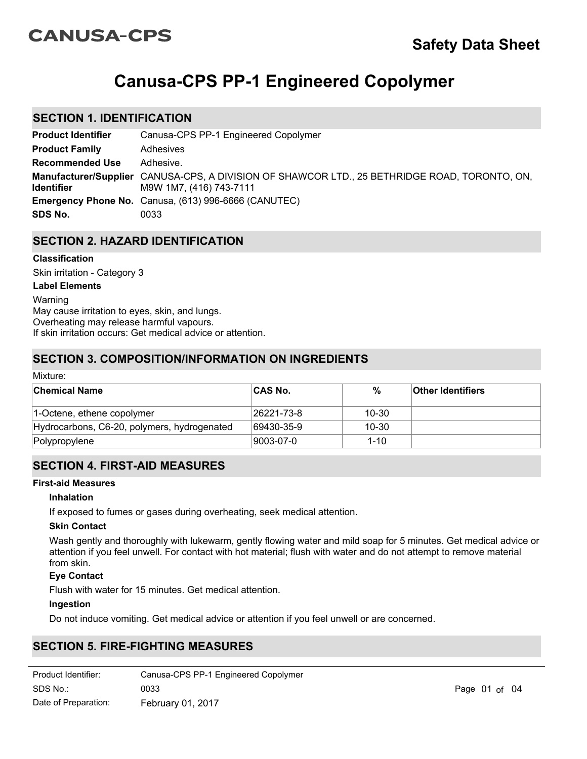CANUSA-CPS

# Safety Data Sheet

# Canusa-CPS PP-1 Engineered Copolymer

## SECTION 1. IDENTIFICATION

| | |
|---|---|
| **Product Identifier** | Canusa-CPS PP-1 Engineered Copolymer |
| **Product Family** | Adhesives |
| **Recommended Use** | Adhesive. |
| **Manufacturer/Supplier Identifier** | CANUSA-CPS, A DIVISION OF SHAWCOR LTD., 25 BETHRIDGE ROAD, TORONTO, ON, M9W 1M7, (416) 743-7111 |
| **Emergency Phone No.** | Canusa, (613) 996-6666 (CANUTEC) |
| **SDS No.** | 0033 |

## SECTION 2. HAZARD IDENTIFICATION

**Classification**

Skin irritation - Category 3

**Label Elements**

Warning
May cause irritation to eyes, skin, and lungs.
Overheating may release harmful vapours.
If skin irritation occurs: Get medical advice or attention.

## SECTION 3. COMPOSITION/INFORMATION ON INGREDIENTS

Mixture:

| Chemical Name | CAS No. | % | Other Identifiers |
|---|---|---|---|
| 1-Octene, ethene copolymer | 26221-73-8 | 10-30 | |
| Hydrocarbons, C6-20, polymers, hydrogenated | 69430-35-9 | 10-30 | |
| Polypropylene | 9003-07-0 | 1-10 | |

## SECTION 4. FIRST-AID MEASURES

**First-aid Measures**

**Inhalation**

If exposed to fumes or gases during overheating, seek medical attention.

**Skin Contact**

Wash gently and thoroughly with lukewarm, gently flowing water and mild soap for 5 minutes. Get medical advice or attention if you feel unwell. For contact with hot material; flush with water and do not attempt to remove material from skin.

**Eye Contact**

Flush with water for 15 minutes. Get medical attention.

**Ingestion**

Do not induce vomiting. Get medical advice or attention if you feel unwell or are concerned.

## SECTION 5. FIRE-FIGHTING MEASURES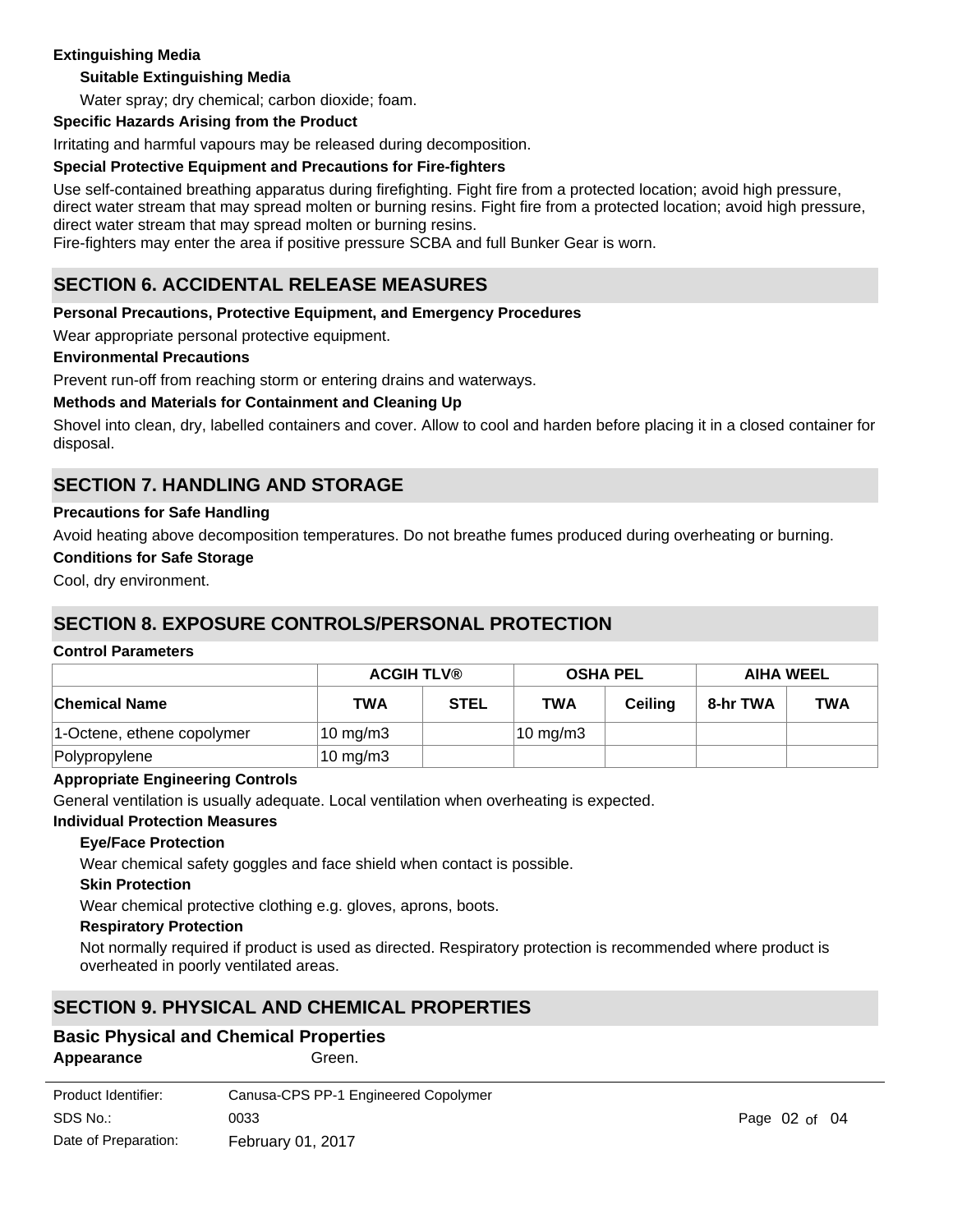**Extinguishing Media**

**Suitable Extinguishing Media**

Water spray; dry chemical; carbon dioxide; foam.

**Specific Hazards Arising from the Product**

Irritating and harmful vapours may be released during decomposition.

**Special Protective Equipment and Precautions for Fire-fighters**

Use self-contained breathing apparatus during firefighting. Fight fire from a protected location; avoid high pressure, direct water stream that may spread molten or burning resins. Fight fire from a protected location; avoid high pressure, direct water stream that may spread molten or burning resins.
Fire-fighters may enter the area if positive pressure SCBA and full Bunker Gear is worn.

## SECTION 6. ACCIDENTAL RELEASE MEASURES

**Personal Precautions, Protective Equipment, and Emergency Procedures**

Wear appropriate personal protective equipment.

**Environmental Precautions**

Prevent run-off from reaching storm or entering drains and waterways.

**Methods and Materials for Containment and Cleaning Up**

Shovel into clean, dry, labelled containers and cover. Allow to cool and harden before placing it in a closed container for disposal.

## SECTION 7. HANDLING AND STORAGE

**Precautions for Safe Handling**

Avoid heating above decomposition temperatures. Do not breathe fumes produced during overheating or burning.

**Conditions for Safe Storage**

Cool, dry environment.

## SECTION 8. EXPOSURE CONTROLS/PERSONAL PROTECTION

**Control Parameters**

| | ACGIH TLV® | | OSHA PEL | | AIHA WEEL | |
|---|---|---|---|---|---|---|
| **Chemical Name** | **TWA** | **STEL** | **TWA** | **Ceiling** | **8-hr TWA** | **TWA** |
| 1-Octene, ethene copolymer | 10 mg/m3 | | 10 mg/m3 | | | |
| Polypropylene | 10 mg/m3 | | | | | |

**Appropriate Engineering Controls**

General ventilation is usually adequate. Local ventilation when overheating is expected.

**Individual Protection Measures**

**Eye/Face Protection**

Wear chemical safety goggles and face shield when contact is possible.

**Skin Protection**

Wear chemical protective clothing e.g. gloves, aprons, boots.

**Respiratory Protection**

Not normally required if product is used as directed. Respiratory protection is recommended where product is overheated in poorly ventilated areas.

## SECTION 9. PHYSICAL AND CHEMICAL PROPERTIES

### Basic Physical and Chemical Properties

**Appearance** Green.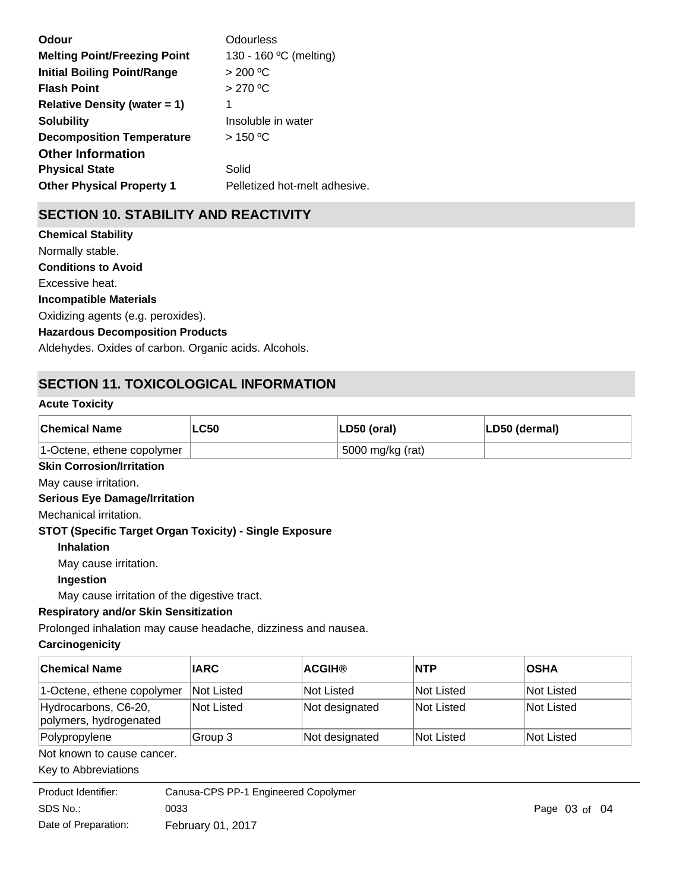| | |
|---|---|
| **Odour** | Odourless |
| **Melting Point/Freezing Point** | 130 - 160 ºC (melting) |
| **Initial Boiling Point/Range** | > 200 ºC |
| **Flash Point** | > 270 ºC |
| **Relative Density (water = 1)** | 1 |
| **Solubility** | Insoluble in water |
| **Decomposition Temperature** | > 150 ºC |

### Other Information

| | |
|---|---|
| **Physical State** | Solid |
| **Other Physical Property 1** | Pelletized hot-melt adhesive. |

## SECTION 10. STABILITY AND REACTIVITY

**Chemical Stability**

Normally stable.

**Conditions to Avoid**

Excessive heat.

**Incompatible Materials**

Oxidizing agents (e.g. peroxides).

**Hazardous Decomposition Products**

Aldehydes. Oxides of carbon. Organic acids. Alcohols.

## SECTION 11. TOXICOLOGICAL INFORMATION

**Acute Toxicity**

| Chemical Name | LC50 | LD50 (oral) | LD50 (dermal) |
|---|---|---|---|
| 1-Octene, ethene copolymer | | 5000 mg/kg (rat) | |

**Skin Corrosion/Irritation**

May cause irritation.

**Serious Eye Damage/Irritation**

Mechanical irritation.

**STOT (Specific Target Organ Toxicity) - Single Exposure**

**Inhalation**

May cause irritation.

**Ingestion**

May cause irritation of the digestive tract.

**Respiratory and/or Skin Sensitization**

Prolonged inhalation may cause headache, dizziness and nausea.

**Carcinogenicity**

| Chemical Name | IARC | ACGIH® | NTP | OSHA |
|---|---|---|---|---|
| 1-Octene, ethene copolymer | Not Listed | Not Listed | Not Listed | Not Listed |
| Hydrocarbons, C6-20, polymers, hydrogenated | Not Listed | Not designated | Not Listed | Not Listed |
| Polypropylene | Group 3 | Not designated | Not Listed | Not Listed |

Not known to cause cancer.

Key to Abbreviations

| | |
|---|---|
| Product Identifier: | Canusa-CPS PP-1 Engineered Copolymer |
| SDS No.: | 0033 |
| Date of Preparation: | February 01, 2017 |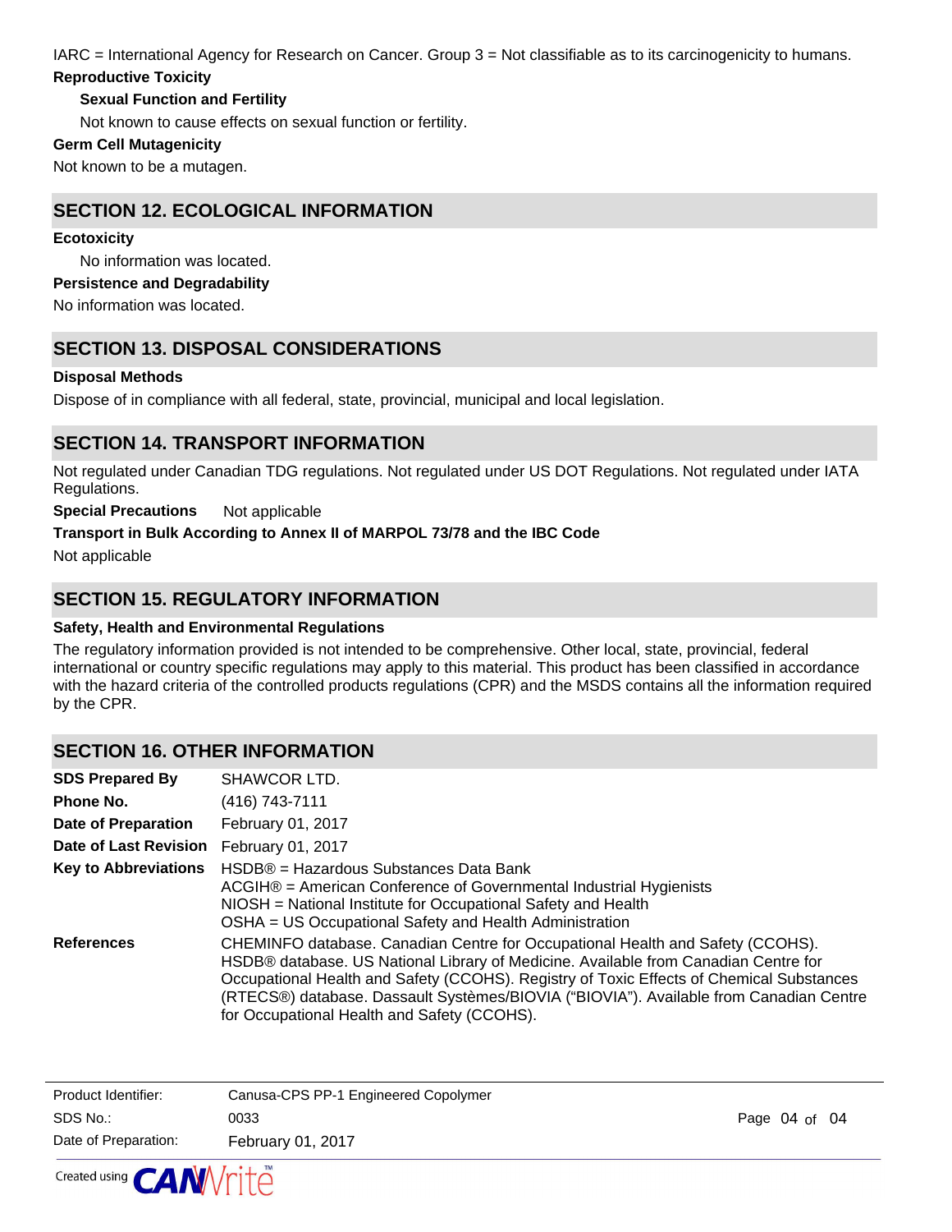IARC = International Agency for Research on Cancer. Group 3 = Not classifiable as to its carcinogenicity to humans.

**Reproductive Toxicity**

**Sexual Function and Fertility**

Not known to cause effects on sexual function or fertility.

**Germ Cell Mutagenicity**

Not known to be a mutagen.

## SECTION 12. ECOLOGICAL INFORMATION

**Ecotoxicity**

No information was located.

**Persistence and Degradability**

No information was located.

## SECTION 13. DISPOSAL CONSIDERATIONS

**Disposal Methods**

Dispose of in compliance with all federal, state, provincial, municipal and local legislation.

## SECTION 14. TRANSPORT INFORMATION

Not regulated under Canadian TDG regulations. Not regulated under US DOT Regulations. Not regulated under IATA Regulations.

**Special Precautions** Not applicable

**Transport in Bulk According to Annex II of MARPOL 73/78 and the IBC Code**

Not applicable

## SECTION 15. REGULATORY INFORMATION

**Safety, Health and Environmental Regulations**

The regulatory information provided is not intended to be comprehensive. Other local, state, provincial, federal international or country specific regulations may apply to this material. This product has been classified in accordance with the hazard criteria of the controlled products regulations (CPR) and the MSDS contains all the information required by the CPR.

## SECTION 16. OTHER INFORMATION

| | |
|---|---|
| **SDS Prepared By** | SHAWCOR LTD. |
| **Phone No.** | (416) 743-7111 |
| **Date of Preparation** | February 01, 2017 |
| **Date of Last Revision** | February 01, 2017 |
| **Key to Abbreviations** | HSDB® = Hazardous Substances Data Bank<br>ACGIH® = American Conference of Governmental Industrial Hygienists<br>NIOSH = National Institute for Occupational Safety and Health<br>OSHA = US Occupational Safety and Health Administration |
| **References** | CHEMINFO database. Canadian Centre for Occupational Health and Safety (CCOHS). HSDB® database. US National Library of Medicine. Available from Canadian Centre for Occupational Health and Safety (CCOHS). Registry of Toxic Effects of Chemical Substances (RTECS®) database. Dassault Systèmes/BIOVIA ("BIOVIA"). Available from Canadian Centre for Occupational Health and Safety (CCOHS). |